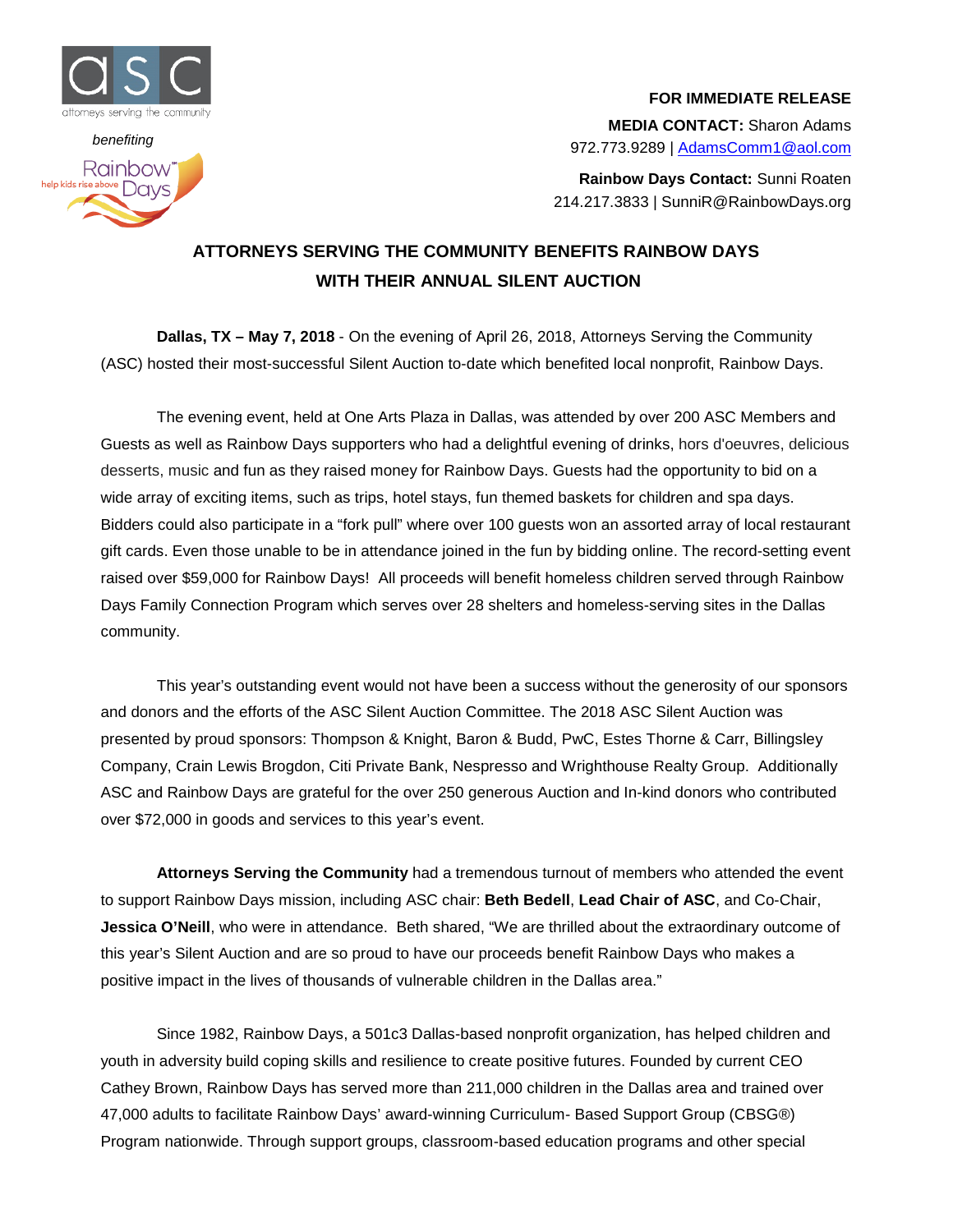asc

attorneys serving the community

*benefiting*

Rainbow Days

help kids rise above

**FOR IMMEDIATE RELEASE**

**MEDIA CONTACT:** Sharon Adams
972.773.9289 | AdamsComm1@aol.com

**Rainbow Days Contact:** Sunni Roaten
214.217.3833 | SunniR@RainbowDays.org

## ATTORNEYS SERVING THE COMMUNITY BENEFITS RAINBOW DAYS WITH THEIR ANNUAL SILENT AUCTION

**Dallas, TX – May 7, 2018** - On the evening of April 26, 2018, Attorneys Serving the Community (ASC) hosted their most-successful Silent Auction to-date which benefited local nonprofit, Rainbow Days.

The evening event, held at One Arts Plaza in Dallas, was attended by over 200 ASC Members and Guests as well as Rainbow Days supporters who had a delightful evening of drinks, hors d'oeuvres, delicious desserts, music and fun as they raised money for Rainbow Days. Guests had the opportunity to bid on a wide array of exciting items, such as trips, hotel stays, fun themed baskets for children and spa days. Bidders could also participate in a "fork pull" where over 100 guests won an assorted array of local restaurant gift cards. Even those unable to be in attendance joined in the fun by bidding online. The record-setting event raised over $59,000 for Rainbow Days! All proceeds will benefit homeless children served through Rainbow Days Family Connection Program which serves over 28 shelters and homeless-serving sites in the Dallas community.

This year's outstanding event would not have been a success without the generosity of our sponsors and donors and the efforts of the ASC Silent Auction Committee. The 2018 ASC Silent Auction was presented by proud sponsors: Thompson & Knight, Baron & Budd, PwC, Estes Thorne & Carr, Billingsley Company, Crain Lewis Brogdon, Citi Private Bank, Nespresso and Wrighthouse Realty Group. Additionally ASC and Rainbow Days are grateful for the over 250 generous Auction and In-kind donors who contributed over $72,000 in goods and services to this year's event.

**Attorneys Serving the Community** had a tremendous turnout of members who attended the event to support Rainbow Days mission, including ASC chair: **Beth Bedell**, **Lead Chair of ASC**, and Co-Chair, **Jessica O'Neill**, who were in attendance. Beth shared, "We are thrilled about the extraordinary outcome of this year's Silent Auction and are so proud to have our proceeds benefit Rainbow Days who makes a positive impact in the lives of thousands of vulnerable children in the Dallas area."

Since 1982, Rainbow Days, a 501c3 Dallas-based nonprofit organization, has helped children and youth in adversity build coping skills and resilience to create positive futures. Founded by current CEO Cathey Brown, Rainbow Days has served more than 211,000 children in the Dallas area and trained over 47,000 adults to facilitate Rainbow Days' award-winning Curriculum- Based Support Group (CBSG®) Program nationwide. Through support groups, classroom-based education programs and other special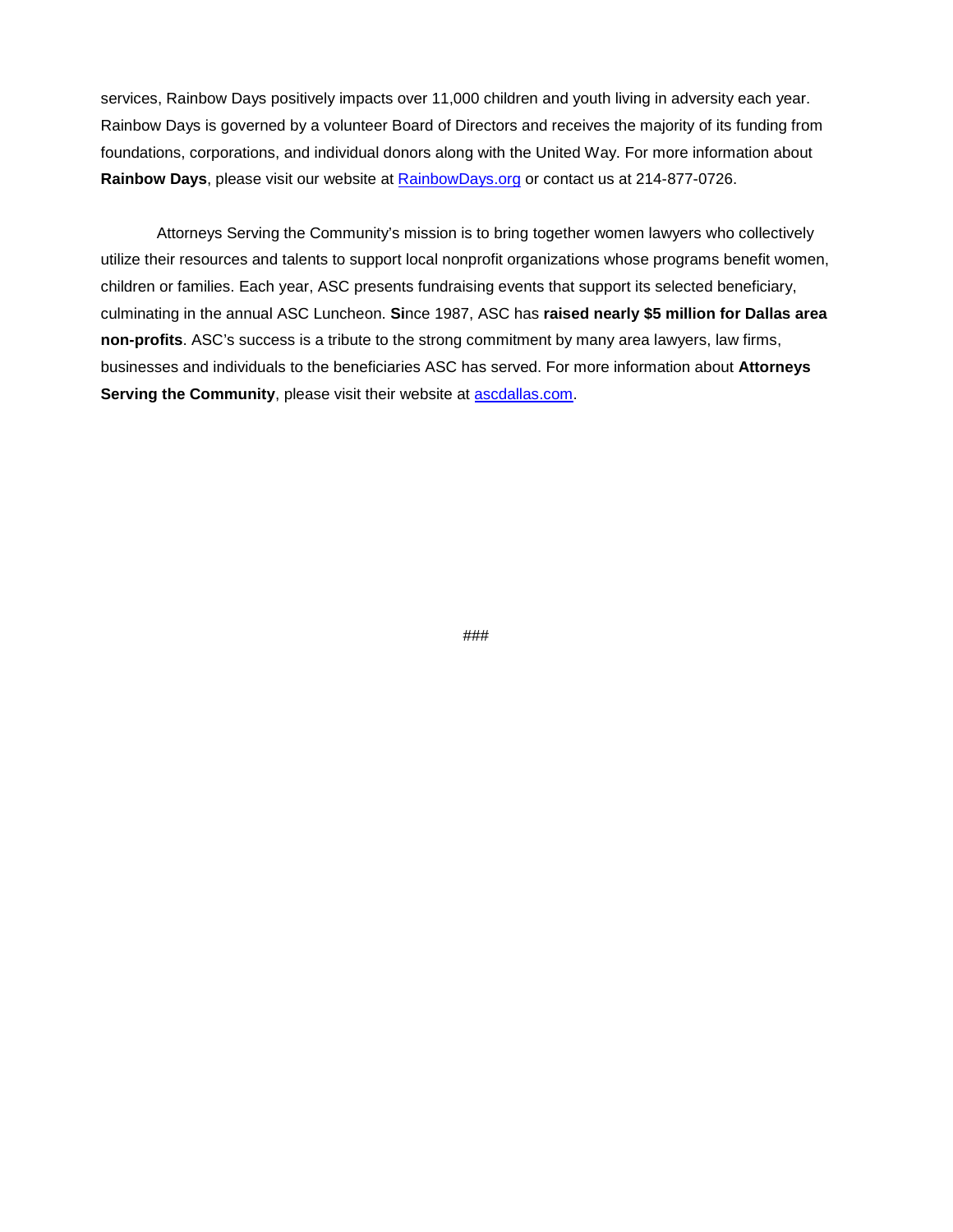services, Rainbow Days positively impacts over 11,000 children and youth living in adversity each year. Rainbow Days is governed by a volunteer Board of Directors and receives the majority of its funding from foundations, corporations, and individual donors along with the United Way. For more information about **Rainbow Days**, please visit our website at [RainbowDays.org](RainbowDays.org) or contact us at 214-877-0726.

Attorneys Serving the Community's mission is to bring together women lawyers who collectively utilize their resources and talents to support local nonprofit organizations whose programs benefit women, children or families. Each year, ASC presents fundraising events that support its selected beneficiary, culminating in the annual ASC Luncheon. **Si**nce 1987, ASC has **raised nearly $5 million for Dallas area non-profits**. ASC's success is a tribute to the strong commitment by many area lawyers, law firms, businesses and individuals to the beneficiaries ASC has served. For more information about **Attorneys Serving the Community**, please visit their website at [ascdallas.com](ascdallas.com).

###